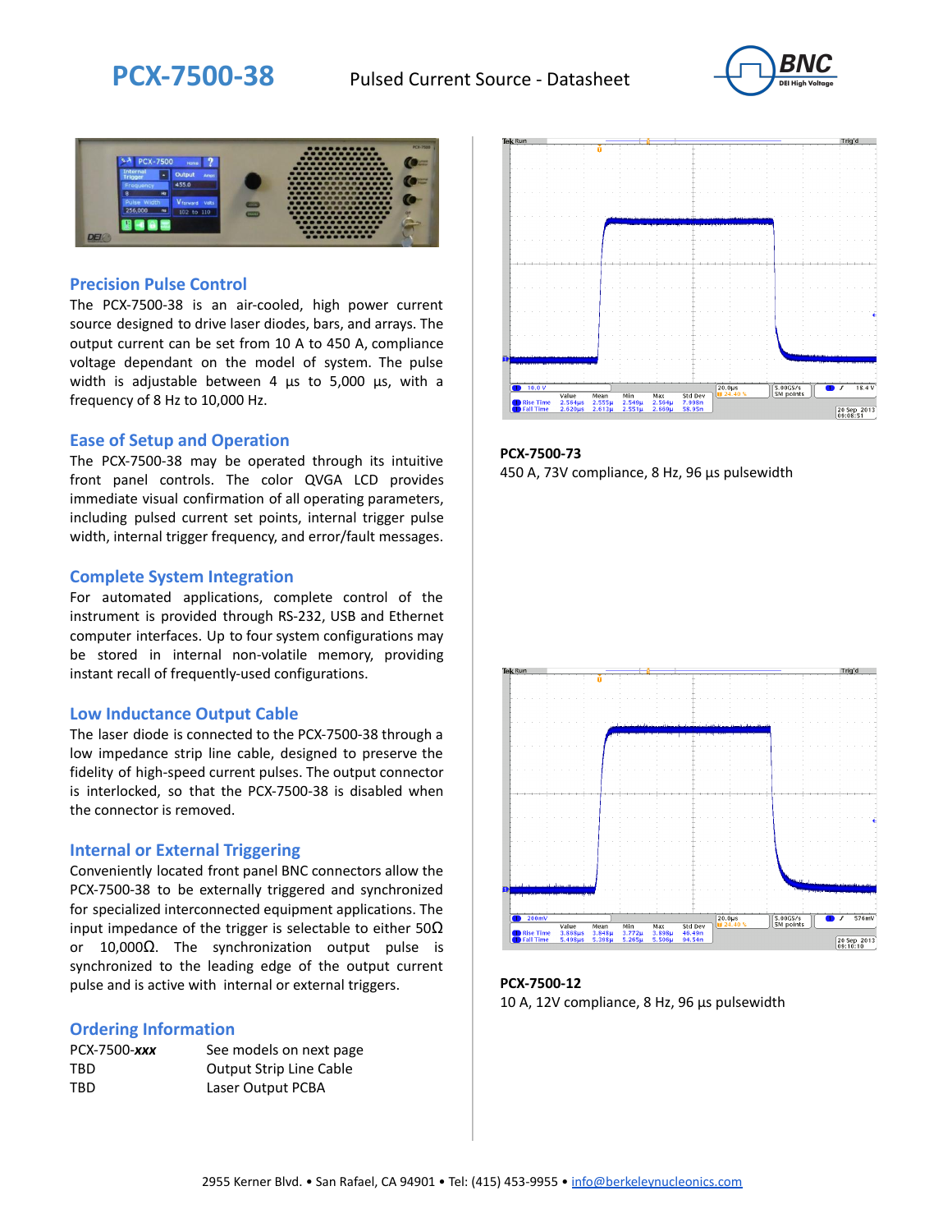# PCX-7500-38

Pulsed Current Source - Datasheet

## Precision Pulse Control

The PCX-7500-38 is an air-cooled, high power current source designed to drive laser diodes, bars, and arrays. The output current can be set from 10 A to 450 A, compliance voltage dependant on the model of system. The pulse width is adjustable between 4 µs to 5,000 µs, with a frequency of 8 Hz to 10,000 Hz.

## Ease of Setup and Operation

The PCX-7500-38 may be operated through its intuitive front panel controls. The color QVGA LCD provides immediate visual confirmation of all operating parameters, including pulsed current set points, internal trigger pulse width, internal trigger frequency, and error/fault messages.

## Complete System Integration

For automated applications, complete control of the instrument is provided through RS-232, USB and Ethernet computer interfaces. Up to four system configurations may be stored in internal non-volatile memory, providing instant recall of frequently-used configurations.

## Low Inductance Output Cable

The laser diode is connected to the PCX-7500-38 through a low impedance strip line cable, designed to preserve the fidelity of high-speed current pulses. The output connector is interlocked, so that the PCX-7500-38 is disabled when the connector is removed.

## Internal or External Triggering

Conveniently located front panel BNC connectors allow the PCX-7500-38 to be externally triggered and synchronized for specialized interconnected equipment applications. The input impedance of the trigger is selectable to either 50Ω or 10,000Ω. The synchronization output pulse is synchronized to the leading edge of the output current pulse and is active with internal or external triggers.

## Ordering Information

| | |
|---|---|
| PCX-7500-***xxx*** | See models on next page |
| TBD | Output Strip Line Cable |
| TBD | Laser Output PCBA |

**PCX-7500-73**

450 A, 73V compliance, 8 Hz, 96 µs pulsewidth

**PCX-7500-12**

10 A, 12V compliance, 8 Hz, 96 µs pulsewidth

2955 Kerner Blvd. • San Rafael, CA 94901 • Tel: (415) 453-9955 • info@berkeleynucleonics.com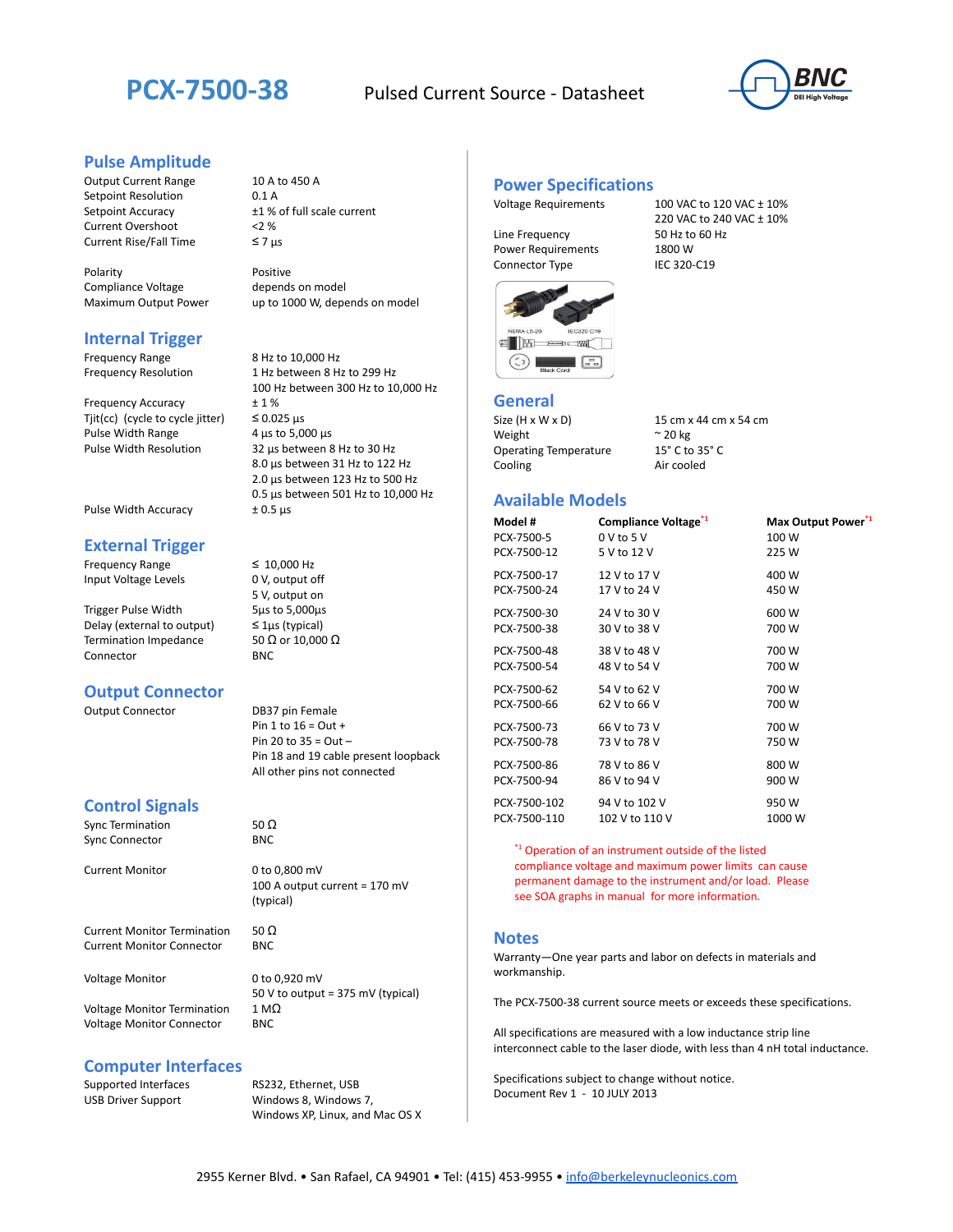# PCX-7500-38

Pulsed Current Source - Datasheet

## Pulse Amplitude

| | |
|---|---|
| Output Current Range | 10 A to 450 A |
| Setpoint Resolution | 0.1 A |
| Setpoint Accuracy | ±1 % of full scale current |
| Current Overshoot | <2 % |
| Current Rise/Fall Time | ≤ 7 µs |
| Polarity | Positive |
| Compliance Voltage | depends on model |
| Maximum Output Power | up to 1000 W, depends on model |

## Internal Trigger

| | |
|---|---|
| Frequency Range | 8 Hz to 10,000 Hz |
| Frequency Resolution | 1 Hz between 8 Hz to 299 Hz<br>100 Hz between 300 Hz to 10,000 Hz |
| Frequency Accuracy | ± 1 % |
| Tjit(cc) (cycle to cycle jitter) | ≤ 0.025 µs |
| Pulse Width Range | 4 µs to 5,000 µs |
| Pulse Width Resolution | 32 µs between 8 Hz to 30 Hz<br>8.0 µs between 31 Hz to 122 Hz<br>2.0 µs between 123 Hz to 500 Hz<br>0.5 µs between 501 Hz to 10,000 Hz |
| Pulse Width Accuracy | ± 0.5 µs |

## External Trigger

| | |
|---|---|
| Frequency Range | ≤ 10,000 Hz |
| Input Voltage Levels | 0 V, output off<br>5 V, output on |
| Trigger Pulse Width | 5µs to 5,000µs |
| Delay (external to output) | ≤ 1µs (typical) |
| Termination Impedance | 50 Ω or 10,000 Ω |
| Connector | BNC |

## Output Connector

| | |
|---|---|
| Output Connector | DB37 pin Female<br>Pin 1 to 16 = Out +<br>Pin 20 to 35 = Out –<br>Pin 18 and 19 cable present loopback<br>All other pins not connected |

## Control Signals

| | |
|---|---|
| Sync Termination | 50 Ω |
| Sync Connector | BNC |
| Current Monitor | 0 to 0,800 mV<br>100 A output current = 170 mV (typical) |
| Current Monitor Termination | 50 Ω |
| Current Monitor Connector | BNC |
| Voltage Monitor | 0 to 0,920 mV<br>50 V to output = 375 mV (typical) |
| Voltage Monitor Termination | 1 MΩ |
| Voltage Monitor Connector | BNC |

## Computer Interfaces

| | |
|---|---|
| Supported Interfaces | RS232, Ethernet, USB |
| USB Driver Support | Windows 8, Windows 7, Windows XP, Linux, and Mac OS X |

## Power Specifications

| | |
|---|---|
| Voltage Requirements | 100 VAC to 120 VAC ± 10%<br>220 VAC to 240 VAC ± 10% |
| Line Frequency | 50 Hz to 60 Hz |
| Power Requirements | 1800 W |
| Connector Type | IEC 320-C19 |

NEMA L5-20 IEC320 C19 Black Cord

## General

| | |
|---|---|
| Size (H x W x D) | 15 cm x 44 cm x 54 cm |
| Weight | ~ 20 kg |
| Operating Temperature | 15° C to 35° C |
| Cooling | Air cooled |

## Available Models

| Model # | Compliance Voltage[*1] | Max Output Power[*1] |
|---|---|---|
| PCX-7500-5 | 0 V to 5 V | 100 W |
| PCX-7500-12 | 5 V to 12 V | 225 W |
| PCX-7500-17 | 12 V to 17 V | 400 W |
| PCX-7500-24 | 17 V to 24 V | 450 W |
| PCX-7500-30 | 24 V to 30 V | 600 W |
| PCX-7500-38 | 30 V to 38 V | 700 W |
| PCX-7500-48 | 38 V to 48 V | 700 W |
| PCX-7500-54 | 48 V to 54 V | 700 W |
| PCX-7500-62 | 54 V to 62 V | 700 W |
| PCX-7500-66 | 62 V to 66 V | 700 W |
| PCX-7500-73 | 66 V to 73 V | 700 W |
| PCX-7500-78 | 73 V to 78 V | 750 W |
| PCX-7500-86 | 78 V to 86 V | 800 W |
| PCX-7500-94 | 86 V to 94 V | 900 W |
| PCX-7500-102 | 94 V to 102 V | 950 W |
| PCX-7500-110 | 102 V to 110 V | 1000 W |

[*1] Operation of an instrument outside of the listed compliance voltage and maximum power limits can cause permanent damage to the instrument and/or load. Please see SOA graphs in manual for more information.

## Notes

Warranty—One year parts and labor on defects in materials and workmanship.

The PCX-7500-38 current source meets or exceeds these specifications.

All specifications are measured with a low inductance strip line interconnect cable to the laser diode, with less than 4 nH total inductance.

Specifications subject to change without notice.
Document Rev 1 - 10 JULY 2013

2955 Kerner Blvd. • San Rafael, CA 94901 • Tel: (415) 453-9955 • info@berkeleynucleonics.com